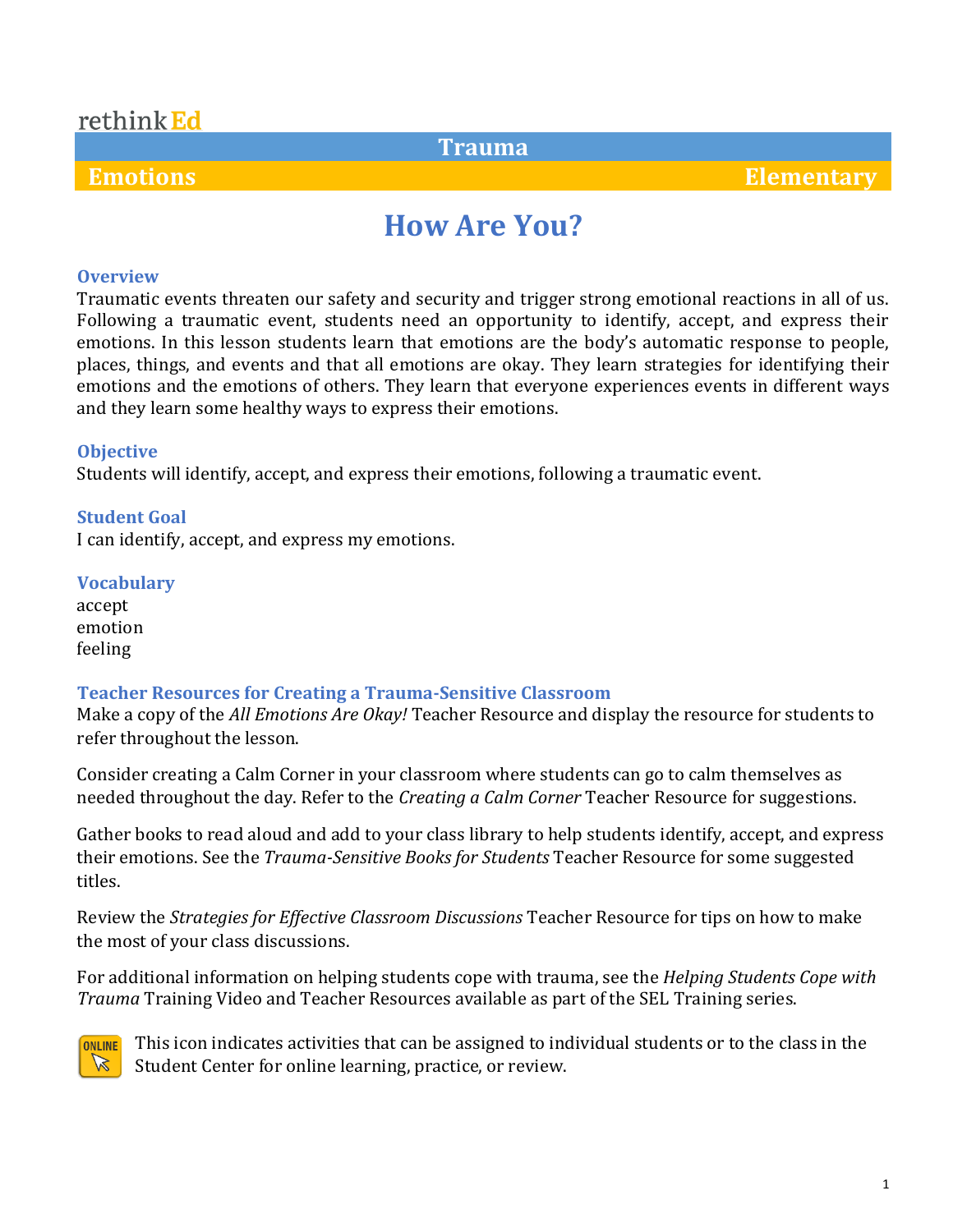rethink Ed

**Trauma**

**Emotions** | **Elementary**

# How Are You?

### Overview

Traumatic events threaten our safety and security and trigger strong emotional reactions in all of us. Following a traumatic event, students need an opportunity to identify, accept, and express their emotions. In this lesson students learn that emotions are the body's automatic response to people, places, things, and events and that all emotions are okay. They learn strategies for identifying their emotions and the emotions of others. They learn that everyone experiences events in different ways and they learn some healthy ways to express their emotions.

### Objective

Students will identify, accept, and express their emotions, following a traumatic event.

### Student Goal

I can identify, accept, and express my emotions.

### Vocabulary

accept
emotion
feeling

### Teacher Resources for Creating a Trauma-Sensitive Classroom

Make a copy of the *All Emotions Are Okay!* Teacher Resource and display the resource for students to refer throughout the lesson.

Consider creating a Calm Corner in your classroom where students can go to calm themselves as needed throughout the day. Refer to the *Creating a Calm Corner* Teacher Resource for suggestions.

Gather books to read aloud and add to your class library to help students identify, accept, and express their emotions. See the *Trauma-Sensitive Books for Students* Teacher Resource for some suggested titles.

Review the *Strategies for Effective Classroom Discussions* Teacher Resource for tips on how to make the most of your class discussions.

For additional information on helping students cope with trauma, see the *Helping Students Cope with Trauma* Training Video and Teacher Resources available as part of the SEL Training series.

ONLINE This icon indicates activities that can be assigned to individual students or to the class in the Student Center for online learning, practice, or review.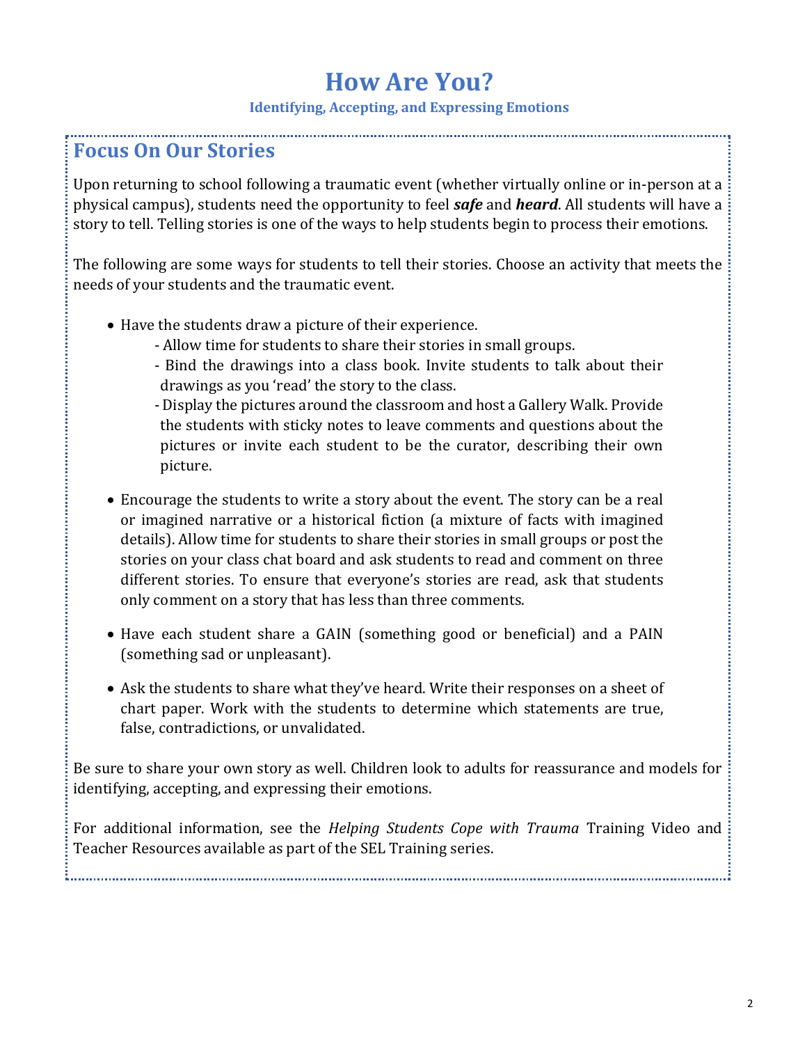# How Are You?

**Identifying, Accepting, and Expressing Emotions**

## Focus On Our Stories

Upon returning to school following a traumatic event (whether virtually online or in-person at a physical campus), students need the opportunity to feel ***safe*** and ***heard***. All students will have a story to tell. Telling stories is one of the ways to help students begin to process their emotions.

The following are some ways for students to tell their stories. Choose an activity that meets the needs of your students and the traumatic event.

- Have the students draw a picture of their experience.
    - Allow time for students to share their stories in small groups.
    - Bind the drawings into a class book. Invite students to talk about their drawings as you 'read' the story to the class.
    - Display the pictures around the classroom and host a Gallery Walk. Provide the students with sticky notes to leave comments and questions about the pictures or invite each student to be the curator, describing their own picture.
- Encourage the students to write a story about the event. The story can be a real or imagined narrative or a historical fiction (a mixture of facts with imagined details). Allow time for students to share their stories in small groups or post the stories on your class chat board and ask students to read and comment on three different stories. To ensure that everyone's stories are read, ask that students only comment on a story that has less than three comments.
- Have each student share a GAIN (something good or beneficial) and a PAIN (something sad or unpleasant).
- Ask the students to share what they've heard. Write their responses on a sheet of chart paper. Work with the students to determine which statements are true, false, contradictions, or unvalidated.

Be sure to share your own story as well. Children look to adults for reassurance and models for identifying, accepting, and expressing their emotions.

For additional information, see the *Helping Students Cope with Trauma* Training Video and Teacher Resources available as part of the SEL Training series.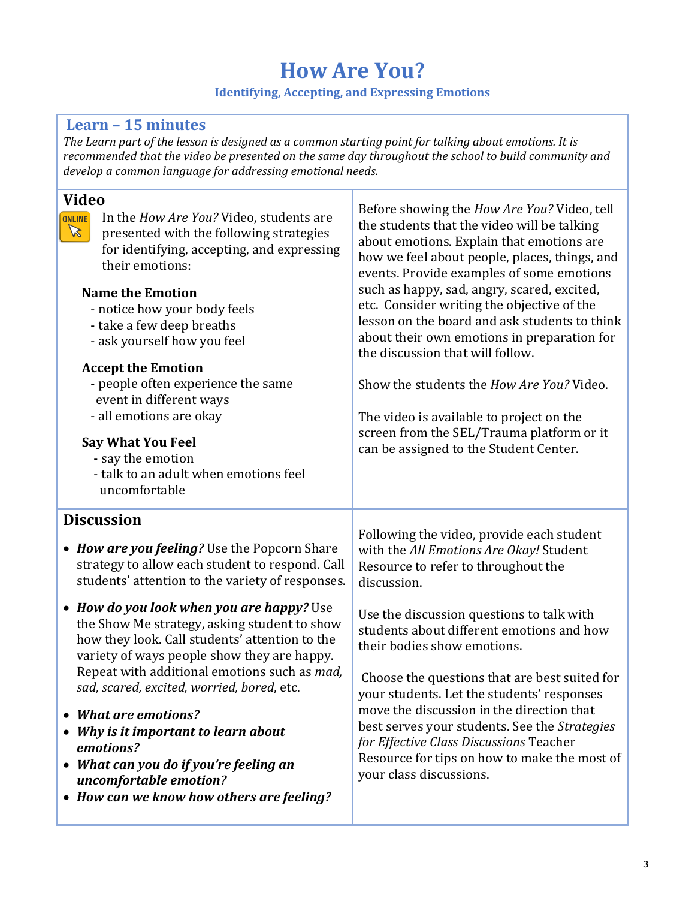# How Are You?

### Identifying, Accepting, and Expressing Emotions

## Learn – 15 minutes

*The Learn part of the lesson is designed as a common starting point for talking about emotions. It is recommended that the video be presented on the same day throughout the school to build community and develop a common language for addressing emotional needs.*

### Video

ONLINE

In the *How Are You?* Video, students are presented with the following strategies for identifying, accepting, and expressing their emotions:

**Name the Emotion**

- notice how your body feels
- take a few deep breaths
- ask yourself how you feel

**Accept the Emotion**

- people often experience the same event in different ways
- all emotions are okay

**Say What You Feel**

- say the emotion
- talk to an adult when emotions feel uncomfortable

Before showing the *How Are You?* Video, tell the students that the video will be talking about emotions. Explain that emotions are how we feel about people, places, things, and events. Provide examples of some emotions such as happy, sad, angry, scared, excited, etc. Consider writing the objective of the lesson on the board and ask students to think about their own emotions in preparation for the discussion that will follow.

Show the students the *How Are You?* Video.

The video is available to project on the screen from the SEL/Trauma platform or it can be assigned to the Student Center.

### Discussion

- ***How are you feeling?*** Use the Popcorn Share strategy to allow each student to respond. Call students' attention to the variety of responses.
- ***How do you look when you are happy?*** Use the Show Me strategy, asking student to show how they look. Call students' attention to the variety of ways people show they are happy. Repeat with additional emotions such as *mad, sad, scared, excited, worried, bored*, etc.
- ***What are emotions?***
- ***Why is it important to learn about emotions?***
- ***What can you do if you're feeling an uncomfortable emotion?***
- ***How can we know how others are feeling?***

Following the video, provide each student with the *All Emotions Are Okay!* Student Resource to refer to throughout the discussion.

Use the discussion questions to talk with students about different emotions and how their bodies show emotions.

Choose the questions that are best suited for your students. Let the students' responses move the discussion in the direction that best serves your students. See the *Strategies for Effective Class Discussions* Teacher Resource for tips on how to make the most of your class discussions.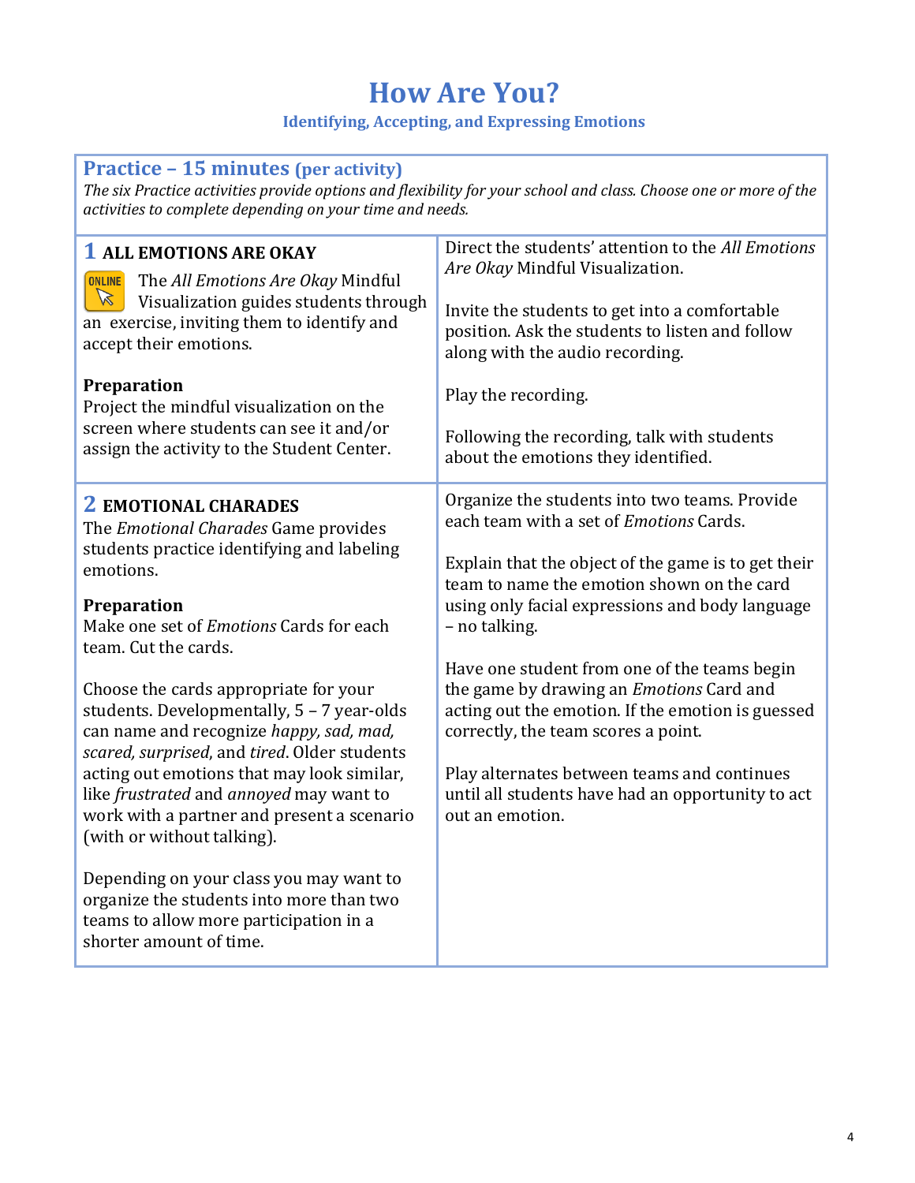# How Are You?

### Identifying, Accepting, and Expressing Emotions

## Practice – 15 minutes (per activity)

*The six Practice activities provide options and flexibility for your school and class. Choose one or more of the activities to complete depending on your time and needs.*

### 1 ALL EMOTIONS ARE OKAY

ONLINE The *All Emotions Are Okay* Mindful Visualization guides students through an exercise, inviting them to identify and accept their emotions.

**Preparation**

Project the mindful visualization on the screen where students can see it and/or assign the activity to the Student Center.

Direct the students' attention to the *All Emotions Are Okay* Mindful Visualization.

Invite the students to get into a comfortable position. Ask the students to listen and follow along with the audio recording.

Play the recording.

Following the recording, talk with students about the emotions they identified.

### 2 EMOTIONAL CHARADES

The *Emotional Charades* Game provides students practice identifying and labeling emotions.

**Preparation**

Make one set of *Emotions* Cards for each team. Cut the cards.

Choose the cards appropriate for your students. Developmentally, 5 – 7 year-olds can name and recognize *happy, sad, mad, scared, surprised*, and *tired*. Older students acting out emotions that may look similar, like *frustrated* and *annoyed* may want to work with a partner and present a scenario (with or without talking).

Depending on your class you may want to organize the students into more than two teams to allow more participation in a shorter amount of time.

Organize the students into two teams. Provide each team with a set of *Emotions* Cards.

Explain that the object of the game is to get their team to name the emotion shown on the card using only facial expressions and body language – no talking.

Have one student from one of the teams begin the game by drawing an *Emotions* Card and acting out the emotion. If the emotion is guessed correctly, the team scores a point.

Play alternates between teams and continues until all students have had an opportunity to act out an emotion.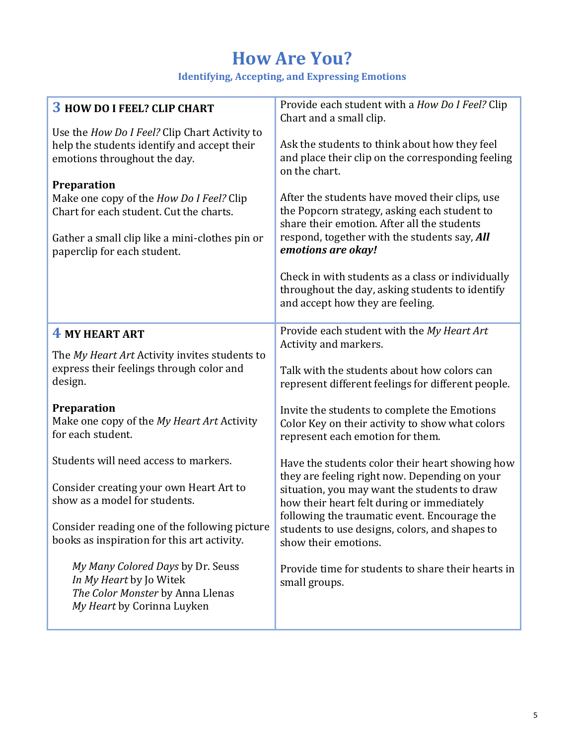# How Are You?

### Identifying, Accepting, and Expressing Emotions

## 3 HOW DO I FEEL? CLIP CHART

Use the *How Do I Feel?* Clip Chart Activity to help the students identify and accept their emotions throughout the day.

**Preparation**
Make one copy of the *How Do I Feel?* Clip Chart for each student. Cut the charts.

Gather a small clip like a mini-clothes pin or paperclip for each student.

Provide each student with a *How Do I Feel?* Clip Chart and a small clip.

Ask the students to think about how they feel and place their clip on the corresponding feeling on the chart.

After the students have moved their clips, use the Popcorn strategy, asking each student to share their emotion. After all the students respond, together with the students say, ***All emotions are okay!***

Check in with students as a class or individually throughout the day, asking students to identify and accept how they are feeling.

## 4 MY HEART ART

The *My Heart Art* Activity invites students to express their feelings through color and design.

**Preparation**
Make one copy of the *My Heart Art* Activity for each student.

Students will need access to markers.

Consider creating your own Heart Art to show as a model for students.

Consider reading one of the following picture books as inspiration for this art activity.

*My Many Colored Days* by Dr. Seuss
*In My Heart* by Jo Witek
*The Color Monster* by Anna Llenas
*My Heart* by Corinna Luyken

Provide each student with the *My Heart Art* Activity and markers.

Talk with the students about how colors can represent different feelings for different people.

Invite the students to complete the Emotions Color Key on their activity to show what colors represent each emotion for them.

Have the students color their heart showing how they are feeling right now. Depending on your situation, you may want the students to draw how their heart felt during or immediately following the traumatic event. Encourage the students to use designs, colors, and shapes to show their emotions.

Provide time for students to share their hearts in small groups.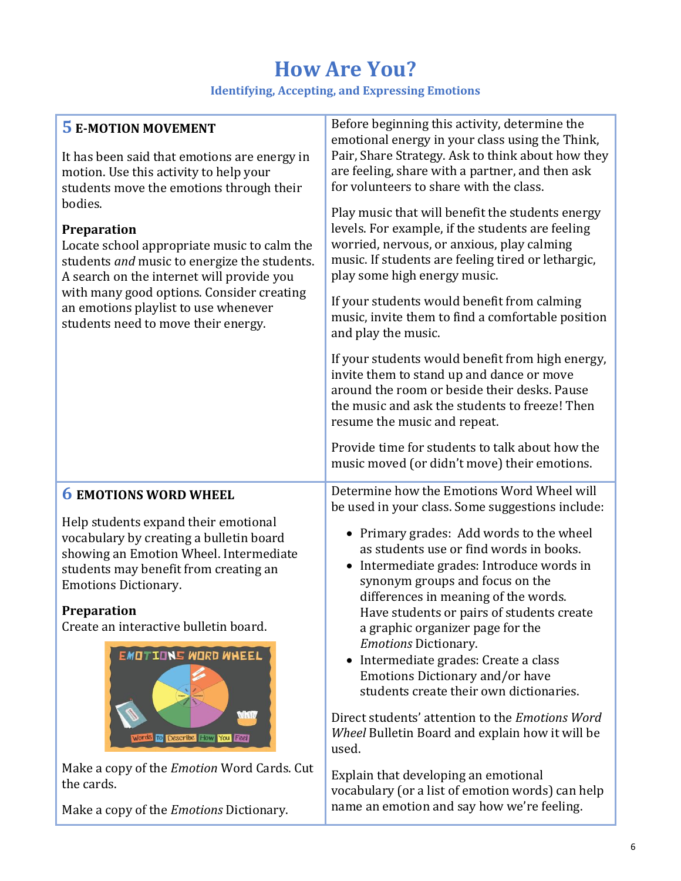# How Are You?

### Identifying, Accepting, and Expressing Emotions

| | |
|---|---|
| **5 E-MOTION MOVEMENT**<br><br>It has been said that emotions are energy in motion. Use this activity to help your students move the emotions through their bodies.<br><br>**Preparation**<br>Locate school appropriate music to calm the students *and* music to energize the students. A search on the internet will provide you with many good options. Consider creating an emotions playlist to use whenever students need to move their energy. | Before beginning this activity, determine the emotional energy in your class using the Think, Pair, Share Strategy. Ask to think about how they are feeling, share with a partner, and then ask for volunteers to share with the class.<br><br>Play music that will benefit the students energy levels. For example, if the students are feeling worried, nervous, or anxious, play calming music. If students are feeling tired or lethargic, play some high energy music.<br><br>If your students would benefit from calming music, invite them to find a comfortable position and play the music.<br><br>If your students would benefit from high energy, invite them to stand up and dance or move around the room or beside their desks. Pause the music and ask the students to freeze! Then resume the music and repeat.<br><br>Provide time for students to talk about how the music moved (or didn't move) their emotions. |
| **6 EMOTIONS WORD WHEEL**<br><br>Help students expand their emotional vocabulary by creating a bulletin board showing an Emotion Wheel. Intermediate students may benefit from creating an Emotions Dictionary.<br><br>**Preparation**<br>Create an interactive bulletin board.<br><br>Make a copy of the *Emotion* Word Cards. Cut the cards.<br><br>Make a copy of the *Emotions* Dictionary. | Determine how the Emotions Word Wheel will be used in your class. Some suggestions include:<br><br>• Primary grades: Add words to the wheel as students use or find words in books.<br>• Intermediate grades: Introduce words in synonym groups and focus on the differences in meaning of the words. Have students or pairs of students create a graphic organizer page for the *Emotions* Dictionary.<br>• Intermediate grades: Create a class Emotions Dictionary and/or have students create their own dictionaries.<br><br>Direct students' attention to the *Emotions Word Wheel* Bulletin Board and explain how it will be used.<br><br>Explain that developing an emotional vocabulary (or a list of emotion words) can help name an emotion and say how we're feeling. |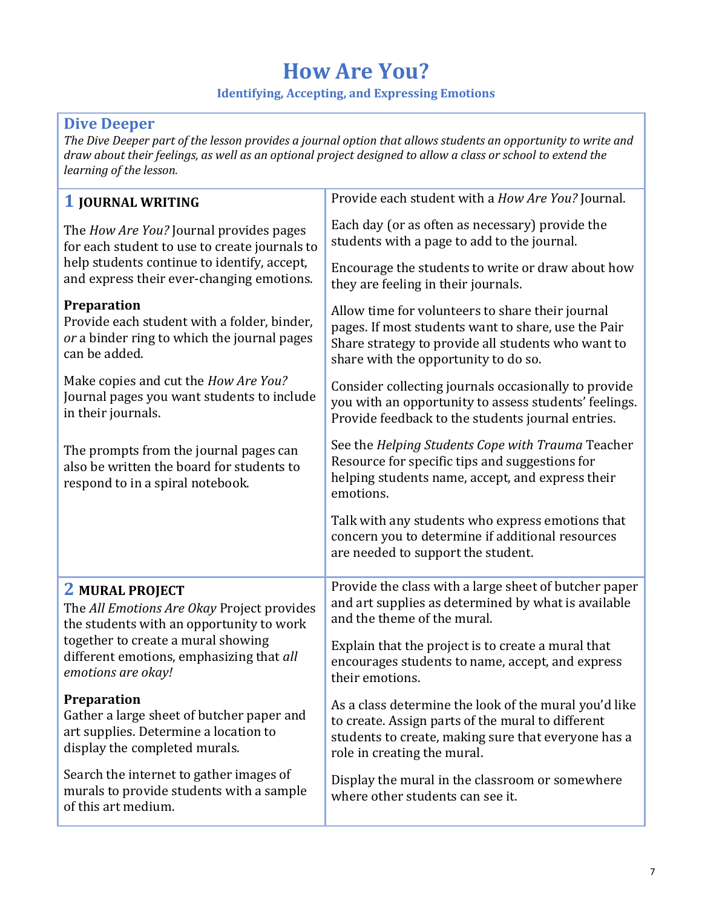# How Are You?

### Identifying, Accepting, and Expressing Emotions

## Dive Deeper

*The Dive Deeper part of the lesson provides a journal option that allows students an opportunity to write and draw about their feelings, as well as an optional project designed to allow a class or school to extend the learning of the lesson.*

### 1 JOURNAL WRITING

The *How Are You?* Journal provides pages for each student to use to create journals to help students continue to identify, accept, and express their ever-changing emotions.

**Preparation**
Provide each student with a folder, binder, *or* a binder ring to which the journal pages can be added.

Make copies and cut the *How Are You?* Journal pages you want students to include in their journals.

The prompts from the journal pages can also be written the board for students to respond to in a spiral notebook.

Provide each student with a *How Are You?* Journal.

Each day (or as often as necessary) provide the students with a page to add to the journal.

Encourage the students to write or draw about how they are feeling in their journals.

Allow time for volunteers to share their journal pages. If most students want to share, use the Pair Share strategy to provide all students who want to share with the opportunity to do so.

Consider collecting journals occasionally to provide you with an opportunity to assess students' feelings. Provide feedback to the students journal entries.

See the *Helping Students Cope with Trauma* Teacher Resource for specific tips and suggestions for helping students name, accept, and express their emotions.

Talk with any students who express emotions that concern you to determine if additional resources are needed to support the student.

### 2 MURAL PROJECT

The *All Emotions Are Okay* Project provides the students with an opportunity to work together to create a mural showing different emotions, emphasizing that *all emotions are okay!*

**Preparation**
Gather a large sheet of butcher paper and art supplies. Determine a location to display the completed murals.

Search the internet to gather images of murals to provide students with a sample of this art medium.

Provide the class with a large sheet of butcher paper and art supplies as determined by what is available and the theme of the mural.

Explain that the project is to create a mural that encourages students to name, accept, and express their emotions.

As a class determine the look of the mural you'd like to create. Assign parts of the mural to different students to create, making sure that everyone has a role in creating the mural.

Display the mural in the classroom or somewhere where other students can see it.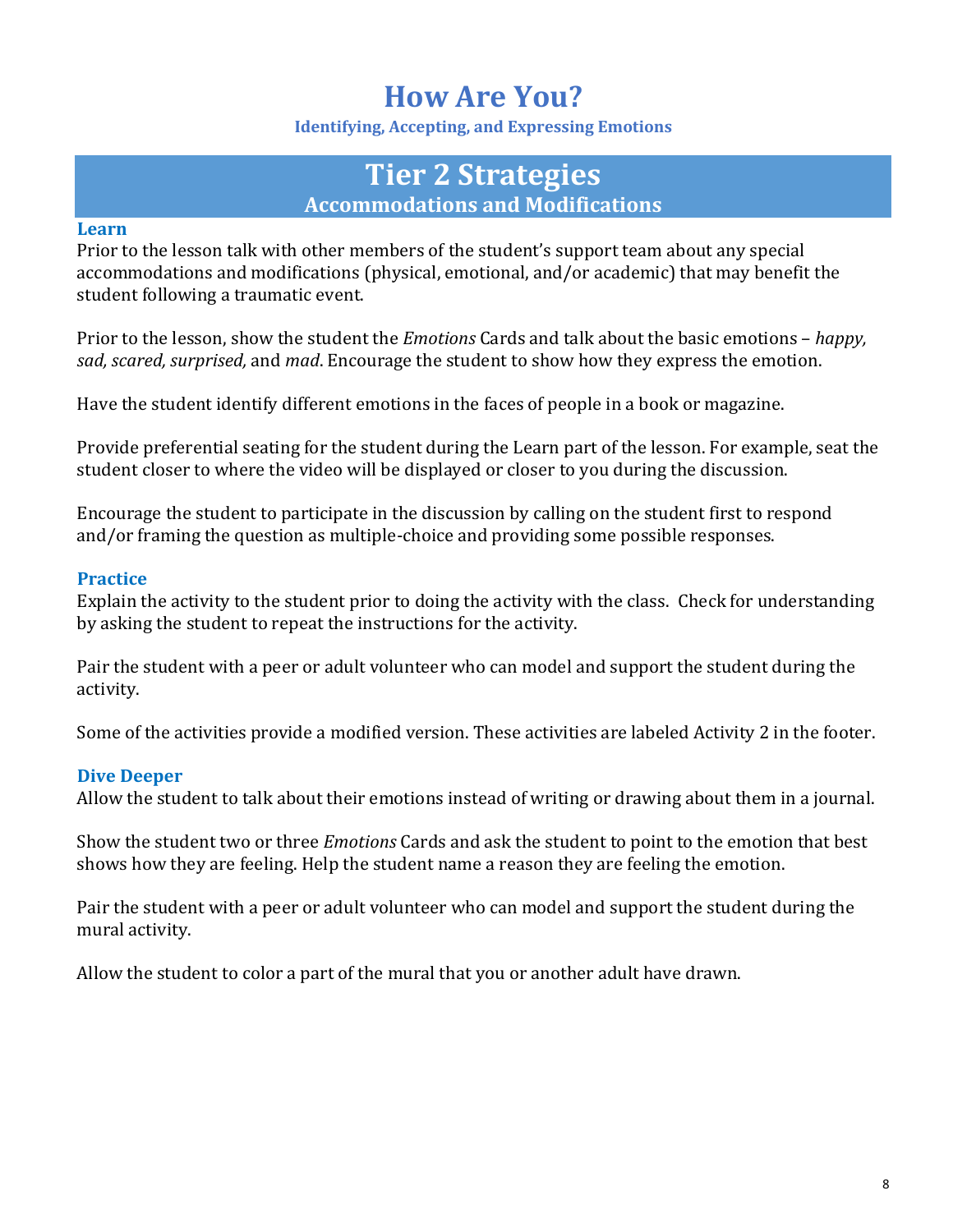# How Are You?

### Identifying, Accepting, and Expressing Emotions

## Tier 2 Strategies
### Accommodations and Modifications

### Learn

Prior to the lesson talk with other members of the student's support team about any special accommodations and modifications (physical, emotional, and/or academic) that may benefit the student following a traumatic event.

Prior to the lesson, show the student the *Emotions* Cards and talk about the basic emotions – *happy, sad, scared, surprised,* and *mad*. Encourage the student to show how they express the emotion.

Have the student identify different emotions in the faces of people in a book or magazine.

Provide preferential seating for the student during the Learn part of the lesson. For example, seat the student closer to where the video will be displayed or closer to you during the discussion.

Encourage the student to participate in the discussion by calling on the student first to respond and/or framing the question as multiple-choice and providing some possible responses.

### Practice

Explain the activity to the student prior to doing the activity with the class. Check for understanding by asking the student to repeat the instructions for the activity.

Pair the student with a peer or adult volunteer who can model and support the student during the activity.

Some of the activities provide a modified version. These activities are labeled Activity 2 in the footer.

### Dive Deeper

Allow the student to talk about their emotions instead of writing or drawing about them in a journal.

Show the student two or three *Emotions* Cards and ask the student to point to the emotion that best shows how they are feeling. Help the student name a reason they are feeling the emotion.

Pair the student with a peer or adult volunteer who can model and support the student during the mural activity.

Allow the student to color a part of the mural that you or another adult have drawn.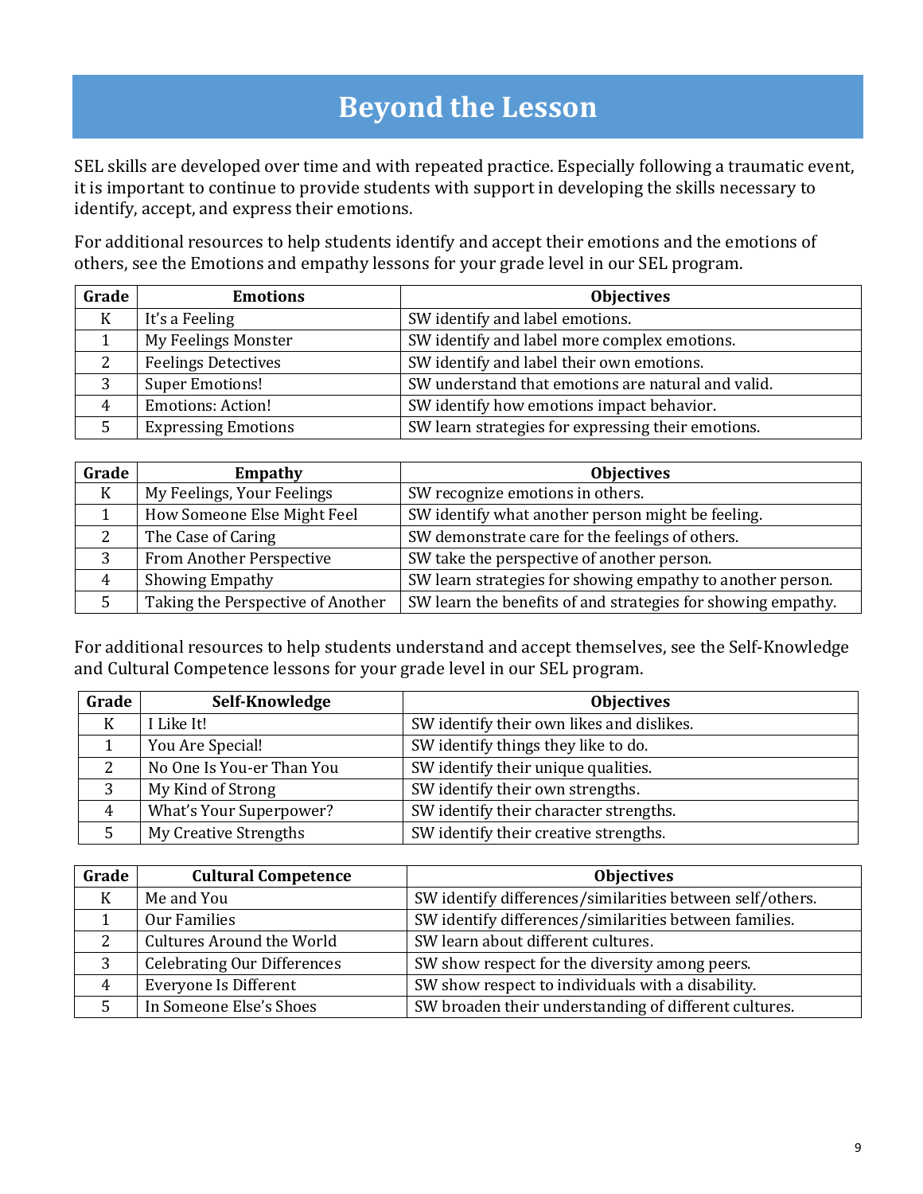# Beyond the Lesson

SEL skills are developed over time and with repeated practice. Especially following a traumatic event, it is important to continue to provide students with support in developing the skills necessary to identify, accept, and express their emotions.

For additional resources to help students identify and accept their emotions and the emotions of others, see the Emotions and empathy lessons for your grade level in our SEL program.

| Grade | Emotions | Objectives |
|---|---|---|
| K | It's a Feeling | SW identify and label emotions. |
| 1 | My Feelings Monster | SW identify and label more complex emotions. |
| 2 | Feelings Detectives | SW identify and label their own emotions. |
| 3 | Super Emotions! | SW understand that emotions are natural and valid. |
| 4 | Emotions: Action! | SW identify how emotions impact behavior. |
| 5 | Expressing Emotions | SW learn strategies for expressing their emotions. |

| Grade | Empathy | Objectives |
|---|---|---|
| K | My Feelings, Your Feelings | SW recognize emotions in others. |
| 1 | How Someone Else Might Feel | SW identify what another person might be feeling. |
| 2 | The Case of Caring | SW demonstrate care for the feelings of others. |
| 3 | From Another Perspective | SW take the perspective of another person. |
| 4 | Showing Empathy | SW learn strategies for showing empathy to another person. |
| 5 | Taking the Perspective of Another | SW learn the benefits of and strategies for showing empathy. |

For additional resources to help students understand and accept themselves, see the Self-Knowledge and Cultural Competence lessons for your grade level in our SEL program.

| Grade | Self-Knowledge | Objectives |
|---|---|---|
| K | I Like It! | SW identify their own likes and dislikes. |
| 1 | You Are Special! | SW identify things they like to do. |
| 2 | No One Is You-er Than You | SW identify their unique qualities. |
| 3 | My Kind of Strong | SW identify their own strengths. |
| 4 | What's Your Superpower? | SW identify their character strengths. |
| 5 | My Creative Strengths | SW identify their creative strengths. |

| Grade | Cultural Competence | Objectives |
|---|---|---|
| K | Me and You | SW identify differences/similarities between self/others. |
| 1 | Our Families | SW identify differences/similarities between families. |
| 2 | Cultures Around the World | SW learn about different cultures. |
| 3 | Celebrating Our Differences | SW show respect for the diversity among peers. |
| 4 | Everyone Is Different | SW show respect to individuals with a disability. |
| 5 | In Someone Else's Shoes | SW broaden their understanding of different cultures. |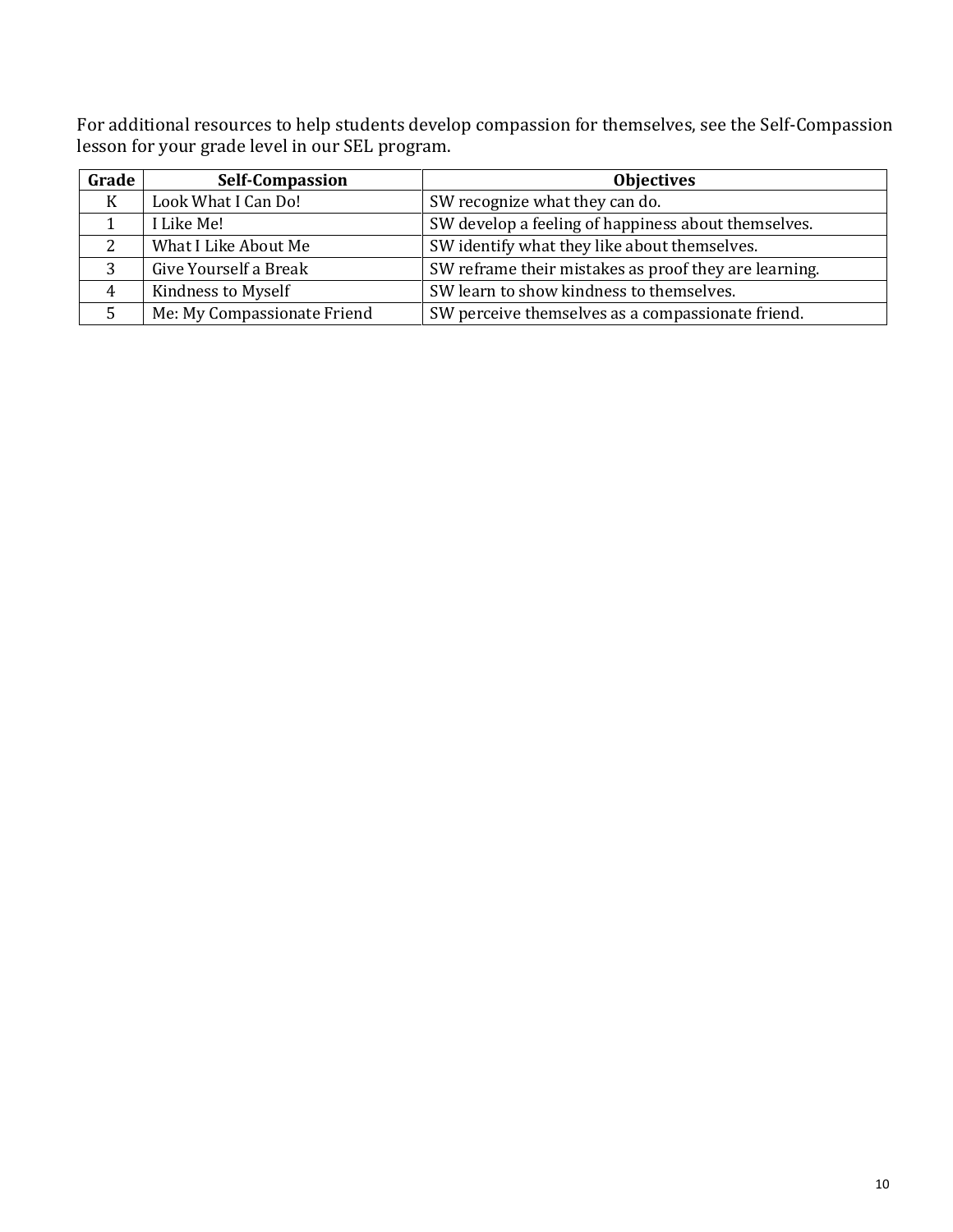For additional resources to help students develop compassion for themselves, see the Self-Compassion lesson for your grade level in our SEL program.

| Grade | Self-Compassion | Objectives |
|---|---|---|
| K | Look What I Can Do! | SW recognize what they can do. |
| 1 | I Like Me! | SW develop a feeling of happiness about themselves. |
| 2 | What I Like About Me | SW identify what they like about themselves. |
| 3 | Give Yourself a Break | SW reframe their mistakes as proof they are learning. |
| 4 | Kindness to Myself | SW learn to show kindness to themselves. |
| 5 | Me: My Compassionate Friend | SW perceive themselves as a compassionate friend. |